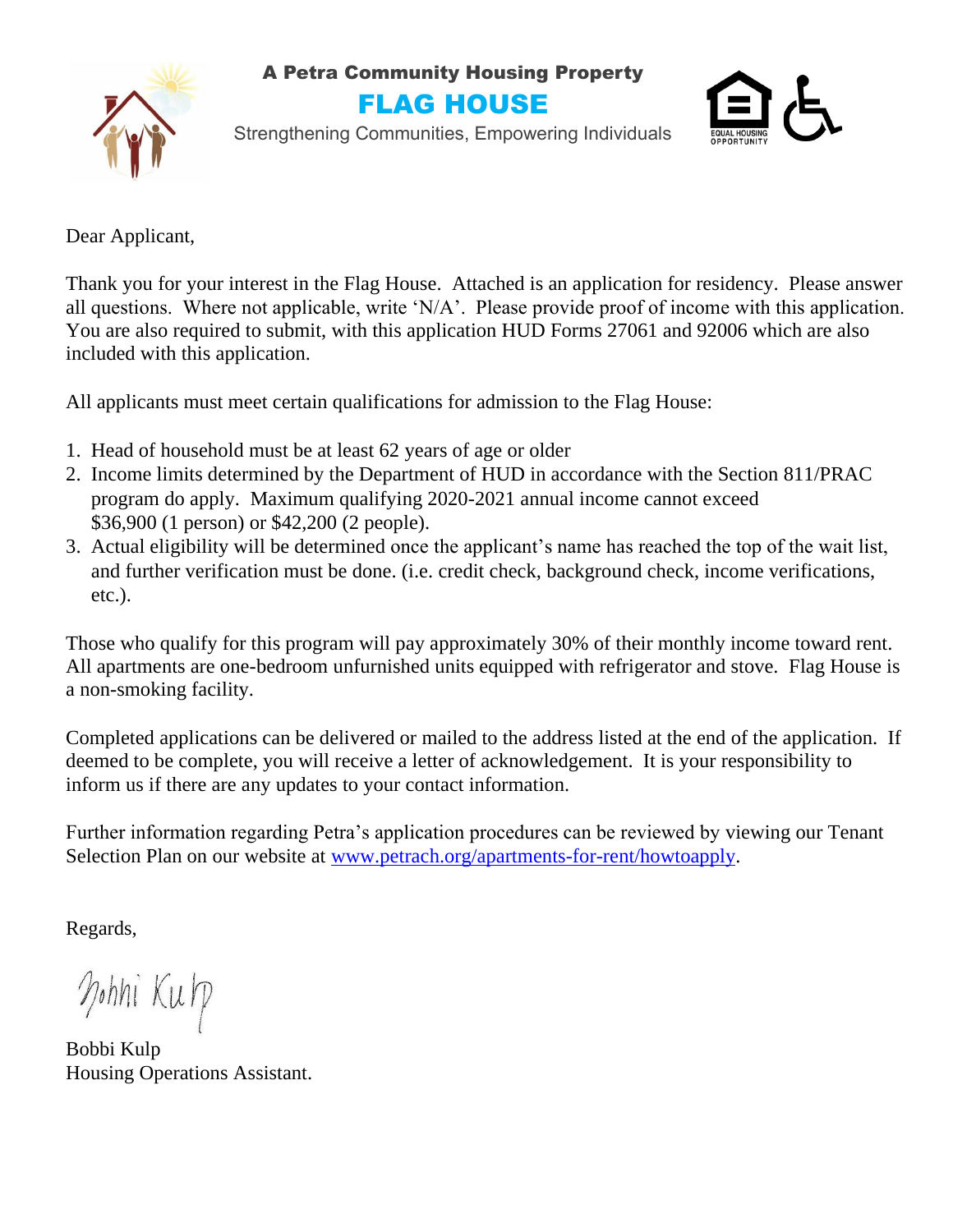A Petra Community Housing Property

# FLAG HOUSE

Strengthening Communities, Empowering Individuals

EQUAL HOUSING OPPORTUNITY

Dear Applicant,

Thank you for your interest in the Flag House. Attached is an application for residency. Please answer all questions. Where not applicable, write 'N/A'. Please provide proof of income with this application. You are also required to submit, with this application HUD Forms 27061 and 92006 which are also included with this application.

All applicants must meet certain qualifications for admission to the Flag House:

1. Head of household must be at least 62 years of age or older
2. Income limits determined by the Department of HUD in accordance with the Section 811/PRAC program do apply. Maximum qualifying 2020-2021 annual income cannot exceed $36,900 (1 person) or $42,200 (2 people).
3. Actual eligibility will be determined once the applicant's name has reached the top of the wait list, and further verification must be done. (i.e. credit check, background check, income verifications, etc.).

Those who qualify for this program will pay approximately 30% of their monthly income toward rent. All apartments are one-bedroom unfurnished units equipped with refrigerator and stove. Flag House is a non-smoking facility.

Completed applications can be delivered or mailed to the address listed at the end of the application. If deemed to be complete, you will receive a letter of acknowledgement. It is your responsibility to inform us if there are any updates to your contact information.

Further information regarding Petra's application procedures can be reviewed by viewing our Tenant Selection Plan on our website at [www.petrach.org/apartments-for-rent/howtoapply](http://www.petrach.org/apartments-for-rent/howtoapply).

Regards,

Bobbi Kulp

Bobbi Kulp
Housing Operations Assistant.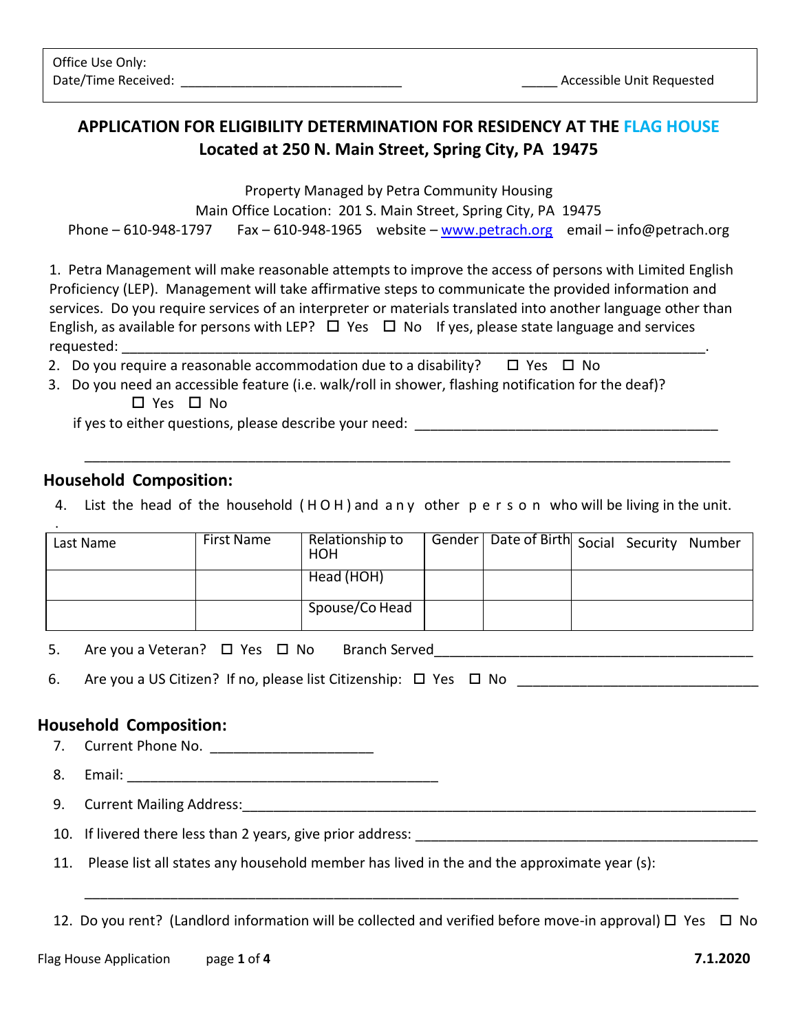Office Use Only:
Date/Time Received: ______________________________ _____ Accessible Unit Requested

## APPLICATION FOR ELIGIBILITY DETERMINATION FOR RESIDENCY AT THE FLAG HOUSE
## Located at 250 N. Main Street, Spring City, PA 19475

Property Managed by Petra Community Housing
Main Office Location: 201 S. Main Street, Spring City, PA 19475
Phone – 610-948-1797 Fax – 610-948-1965 website – www.petrach.org email – info@petrach.org

1. Petra Management will make reasonable attempts to improve the access of persons with Limited English Proficiency (LEP). Management will take affirmative steps to communicate the provided information and services. Do you require services of an interpreter or materials translated into another language other than English, as available for persons with LEP? ☐ Yes ☐ No If yes, please state language and services requested: ______________________________________________________________________.
2. Do you require a reasonable accommodation due to a disability? ☐ Yes ☐ No
3. Do you need an accessible feature (i.e. walk/roll in shower, flashing notification for the deaf)?
   ☐ Yes ☐ No
   if yes to either questions, please describe your need: ________________________________________

   ________________________________________________________________________________

### Household Composition:

4. List the head of the household (HOH) and any other person who will be living in the unit.

| Last Name | First Name | Relationship to HOH | Gender | Date of Birth | Social Security Number |
|---|---|---|---|---|---|
| | | Head (HOH) | | | |
| | | Spouse/Co Head | | | |

5. Are you a Veteran? ☐ Yes ☐ No Branch Served_________________________________________
6. Are you a US Citizen? If no, please list Citizenship: ☐ Yes ☐ No _______________________________

### Household Composition:

7. Current Phone No. ____________________
8. Email: ________________________________________
9. Current Mailing Address:____________________________________________________________________
10. If livered there less than 2 years, give prior address: _____________________________________________
11. Please list all states any household member has lived in the and the approximate year (s):

    ________________________________________________________________________________

12. Do you rent? (Landlord information will be collected and verified before move-in approval) ☐ Yes ☐ No

Flag House Application 7.1.2020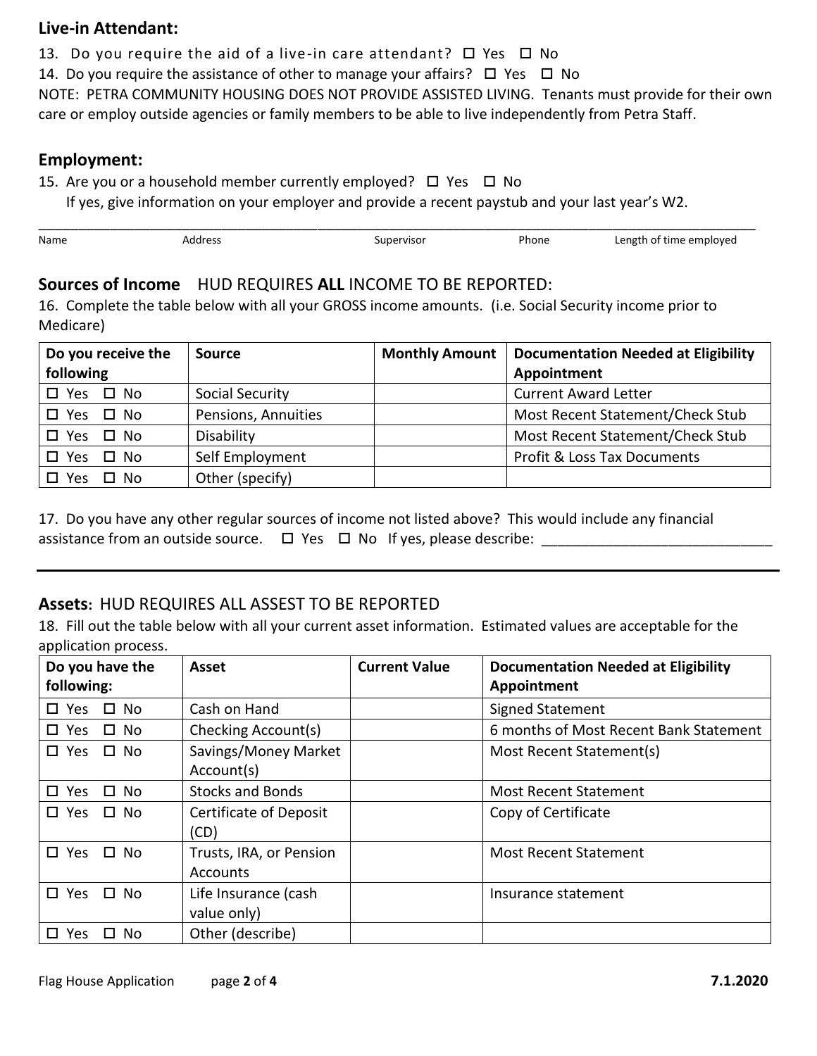## Live-in Attendant:

13. Do you require the aid of a live-in care attendant? ☐ Yes ☐ No

14. Do you require the assistance of other to manage your affairs? ☐ Yes ☐ No

NOTE: PETRA COMMUNITY HOUSING DOES NOT PROVIDE ASSISTED LIVING. Tenants must provide for their own care or employ outside agencies or family members to be able to live independently from Petra Staff.

## Employment:

15. Are you or a household member currently employed? ☐ Yes ☐ No

If yes, give information on your employer and provide a recent paystub and your last year's W2.

_____________________________________________________________________________________________

Name Address Supervisor Phone Length of time employed

## Sources of Income HUD REQUIRES **ALL** INCOME TO BE REPORTED:

16. Complete the table below with all your GROSS income amounts. (i.e. Social Security income prior to Medicare)

| Do you receive the following | Source | Monthly Amount | Documentation Needed at Eligibility Appointment |
|---|---|---|---|
| ☐ Yes ☐ No | Social Security | | Current Award Letter |
| ☐ Yes ☐ No | Pensions, Annuities | | Most Recent Statement/Check Stub |
| ☐ Yes ☐ No | Disability | | Most Recent Statement/Check Stub |
| ☐ Yes ☐ No | Self Employment | | Profit & Loss Tax Documents |
| ☐ Yes ☐ No | Other (specify) | | |

17. Do you have any other regular sources of income not listed above? This would include any financial assistance from an outside source. ☐ Yes ☐ No If yes, please describe: ____________________________

## Assets: HUD REQUIRES ALL ASSEST TO BE REPORTED

18. Fill out the table below with all your current asset information. Estimated values are acceptable for the application process.

| Do you have the following: | Asset | Current Value | Documentation Needed at Eligibility Appointment |
|---|---|---|---|
| ☐ Yes ☐ No | Cash on Hand | | Signed Statement |
| ☐ Yes ☐ No | Checking Account(s) | | 6 months of Most Recent Bank Statement |
| ☐ Yes ☐ No | Savings/Money Market Account(s) | | Most Recent Statement(s) |
| ☐ Yes ☐ No | Stocks and Bonds | | Most Recent Statement |
| ☐ Yes ☐ No | Certificate of Deposit (CD) | | Copy of Certificate |
| ☐ Yes ☐ No | Trusts, IRA, or Pension Accounts | | Most Recent Statement |
| ☐ Yes ☐ No | Life Insurance (cash value only) | | Insurance statement |
| ☐ Yes ☐ No | Other (describe) | | |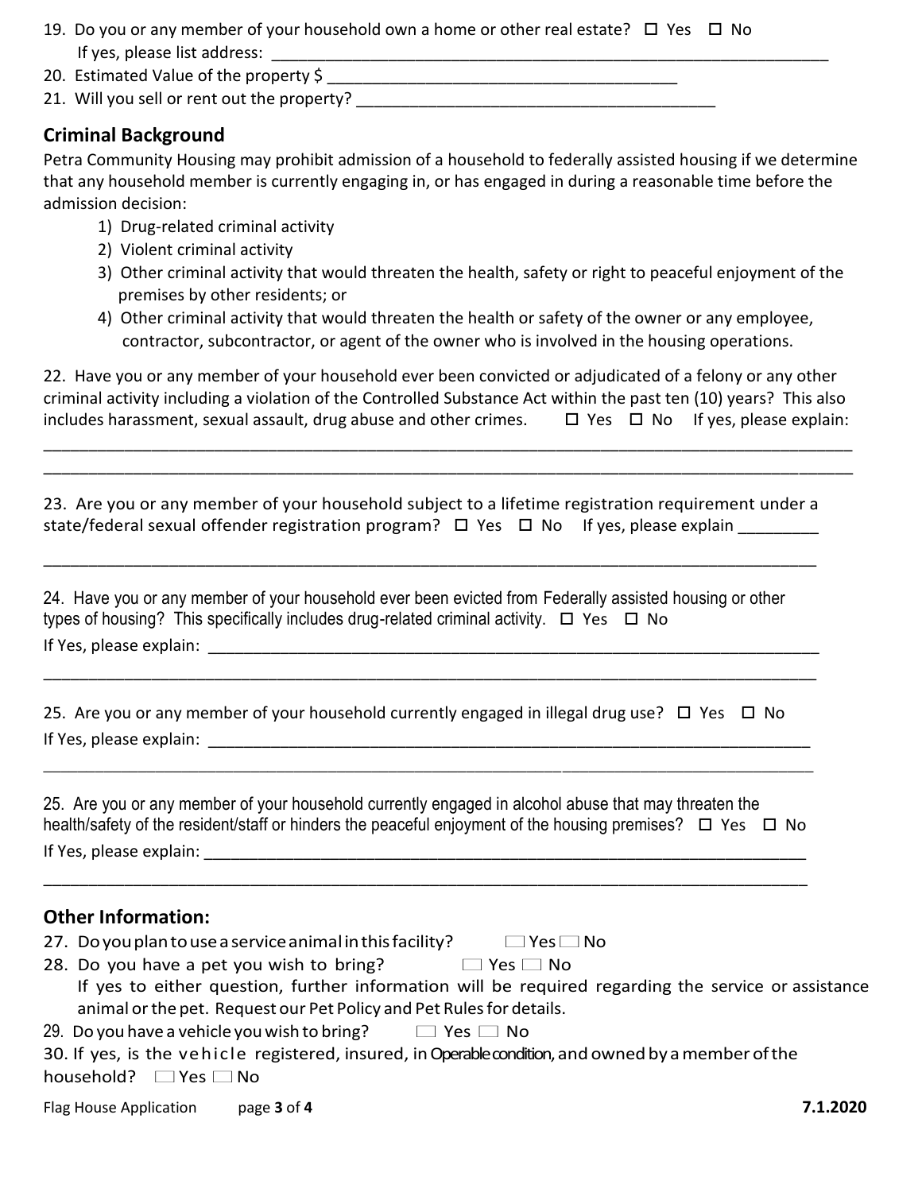19. Do you or any member of your household own a home or other real estate? ☐ Yes ☐ No
    If yes, please list address: ______________________________________________________________
20. Estimated Value of the property $ ______________________________________
21. Will you sell or rent out the property? ______________________________________

## Criminal Background

Petra Community Housing may prohibit admission of a household to federally assisted housing if we determine that any household member is currently engaging in, or has engaged in during a reasonable time before the admission decision:

1) Drug-related criminal activity
2) Violent criminal activity
3) Other criminal activity that would threaten the health, safety or right to peaceful enjoyment of the premises by other residents; or
4) Other criminal activity that would threaten the health or safety of the owner or any employee, contractor, subcontractor, or agent of the owner who is involved in the housing operations.

22. Have you or any member of your household ever been convicted or adjudicated of a felony or any other criminal activity including a violation of the Controlled Substance Act within the past ten (10) years? This also includes harassment, sexual assault, drug abuse and other crimes. ☐ Yes ☐ No If yes, please explain:

______________________________________________________________________________________

______________________________________________________________________________________

23. Are you or any member of your household subject to a lifetime registration requirement under a state/federal sexual offender registration program? ☐ Yes ☐ No If yes, please explain _________

______________________________________________________________________________________

24. Have you or any member of your household ever been evicted from Federally assisted housing or other types of housing? This specifically includes drug-related criminal activity. ☐ Yes ☐ No

If Yes, please explain: ______________________________________________________________

______________________________________________________________________________________

25. Are you or any member of your household currently engaged in illegal drug use? ☐ Yes ☐ No

If Yes, please explain: ______________________________________________________________

______________________________________________________________________________________

25. Are you or any member of your household currently engaged in alcohol abuse that may threaten the health/safety of the resident/staff or hinders the peaceful enjoyment of the housing premises? ☐ Yes ☐ No

If Yes, please explain: ______________________________________________________________

______________________________________________________________________________________

## Other Information:

27. Do you plan to use a service animal in this facility? ☐ Yes ☐ No
28. Do you have a pet you wish to bring? ☐ Yes ☐ No
    If yes to either question, further information will be required regarding the service or assistance animal or the pet. Request our Pet Policy and Pet Rules for details.
29. Do you have a vehicle you wish to bring? ☐ Yes ☐ No
30. If yes, is the vehicle registered, insured, in Operable condition, and owned by a member of the household? ☐ Yes ☐ No

Flag House Application 7.1.2020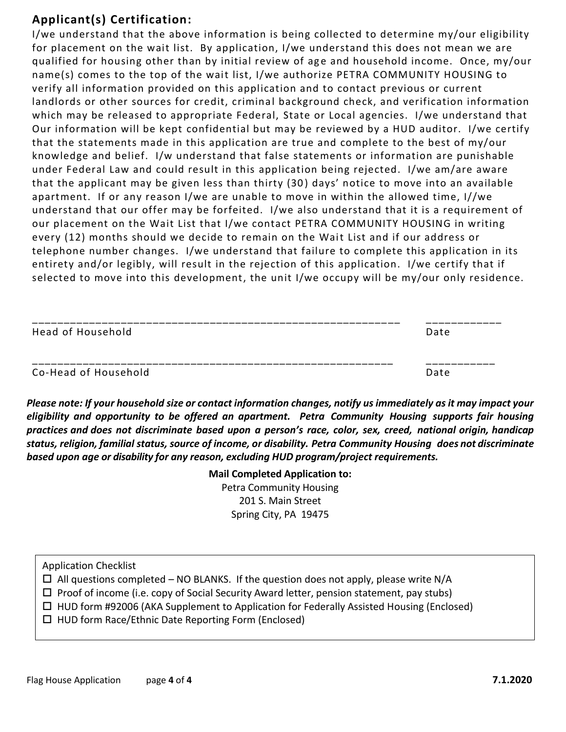## Applicant(s) Certification:

I/we understand that the above information is being collected to determine my/our eligibility for placement on the wait list. By application, I/we understand this does not mean we are qualified for housing other than by initial review of age and household income. Once, my/our name(s) comes to the top of the wait list, I/we authorize PETRA COMMUNITY HOUSING to verify all information provided on this application and to contact previous or current landlords or other sources for credit, criminal background check, and verification information which may be released to appropriate Federal, State or Local agencies. I/we understand that Our information will be kept confidential but may be reviewed by a HUD auditor. I/we certify that the statements made in this application are true and complete to the best of my/our knowledge and belief. I/w understand that false statements or information are punishable under Federal Law and could result in this application being rejected. I/we am/are aware that the applicant may be given less than thirty (30) days' notice to move into an available apartment. If or any reason I/we are unable to move in within the allowed time, I//we understand that our offer may be forfeited. I/we also understand that it is a requirement of our placement on the Wait List that I/we contact PETRA COMMUNITY HOUSING in writing every (12) months should we decide to remain on the Wait List and if our address or telephone number changes. I/we understand that failure to complete this application in its entirety and/or legibly, will result in the rejection of this application. I/we certify that if selected to move into this development, the unit I/we occupy will be my/our only residence.

______________________________________________________________ ____________
Head of Household Date

_____________________________________________________________ ___________
Co-Head of Household Date

***Please note: If your household size or contact information changes, notify us immediately as it may impact your eligibility and opportunity to be offered an apartment. Petra Community Housing supports fair housing practices and does not discriminate based upon a person's race, color, sex, creed, national origin, handicap status, religion, familial status, source of income, or disability. Petra Community Housing does not discriminate based upon age or disability for any reason, excluding HUD program/project requirements.***

**Mail Completed Application to:**
Petra Community Housing
201 S. Main Street
Spring City, PA 19475

Application Checklist

- ☐ All questions completed – NO BLANKS. If the question does not apply, please write N/A
- ☐ Proof of income (i.e. copy of Social Security Award letter, pension statement, pay stubs)
- ☐ HUD form #92006 (AKA Supplement to Application for Federally Assisted Housing (Enclosed)
- ☐ HUD form Race/Ethnic Date Reporting Form (Enclosed)

Flag House Application **7.1.2020**